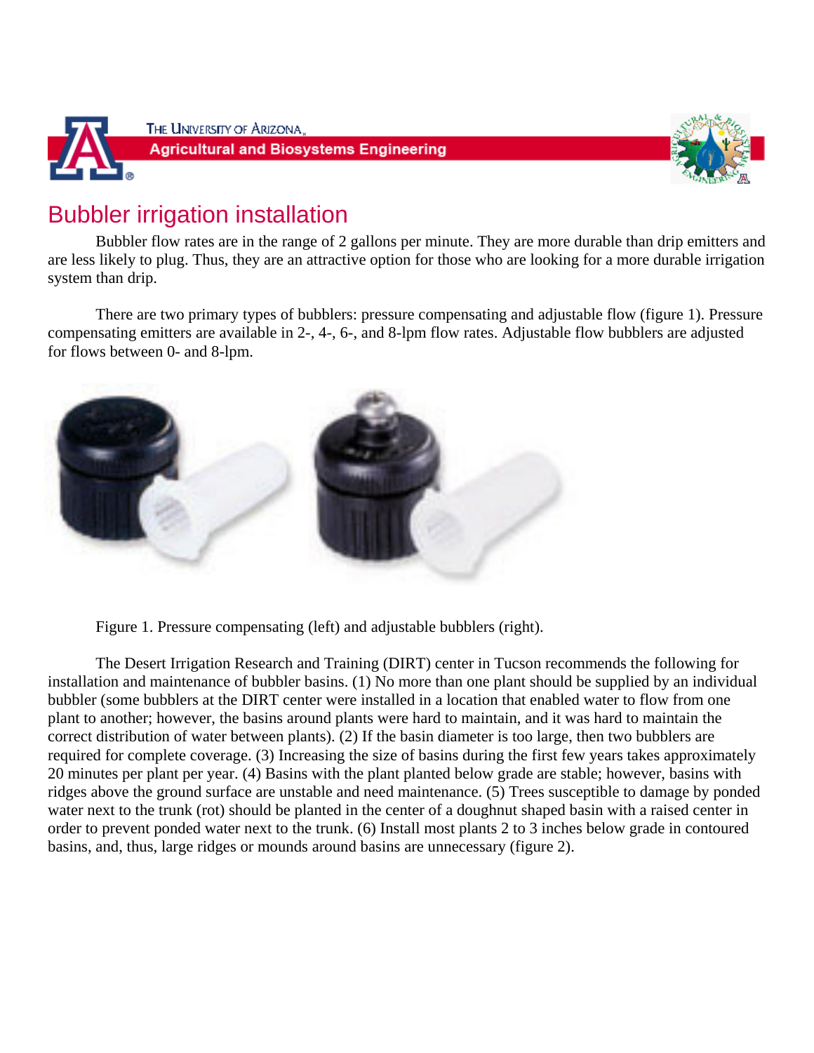# Bubbler irrigation installation

Bubbler flow rates are in the range of 2 gallons per minute. They are more durable than drip emitters and are less likely to plug. Thus, they are an attractive option for those who are looking for a more durable irrigation system than drip.

There are two primary types of bubblers: pressure compensating and adjustable flow (figure 1). Pressure compensating emitters are available in 2-, 4-, 6-, and 8-lpm flow rates. Adjustable flow bubblers are adjusted for flows between 0- and 8-lpm.

Figure 1. Pressure compensating (left) and adjustable bubblers (right).

The Desert Irrigation Research and Training (DIRT) center in Tucson recommends the following for installation and maintenance of bubbler basins. (1) No more than one plant should be supplied by an individual bubbler (some bubblers at the DIRT center were installed in a location that enabled water to flow from one plant to another; however, the basins around plants were hard to maintain, and it was hard to maintain the correct distribution of water between plants). (2) If the basin diameter is too large, then two bubblers are required for complete coverage. (3) Increasing the size of basins during the first few years takes approximately 20 minutes per plant per year. (4) Basins with the plant planted below grade are stable; however, basins with ridges above the ground surface are unstable and need maintenance. (5) Trees susceptible to damage by ponded water next to the trunk (rot) should be planted in the center of a doughnut shaped basin with a raised center in order to prevent ponded water next to the trunk. (6) Install most plants 2 to 3 inches below grade in contoured basins, and, thus, large ridges or mounds around basins are unnecessary (figure 2).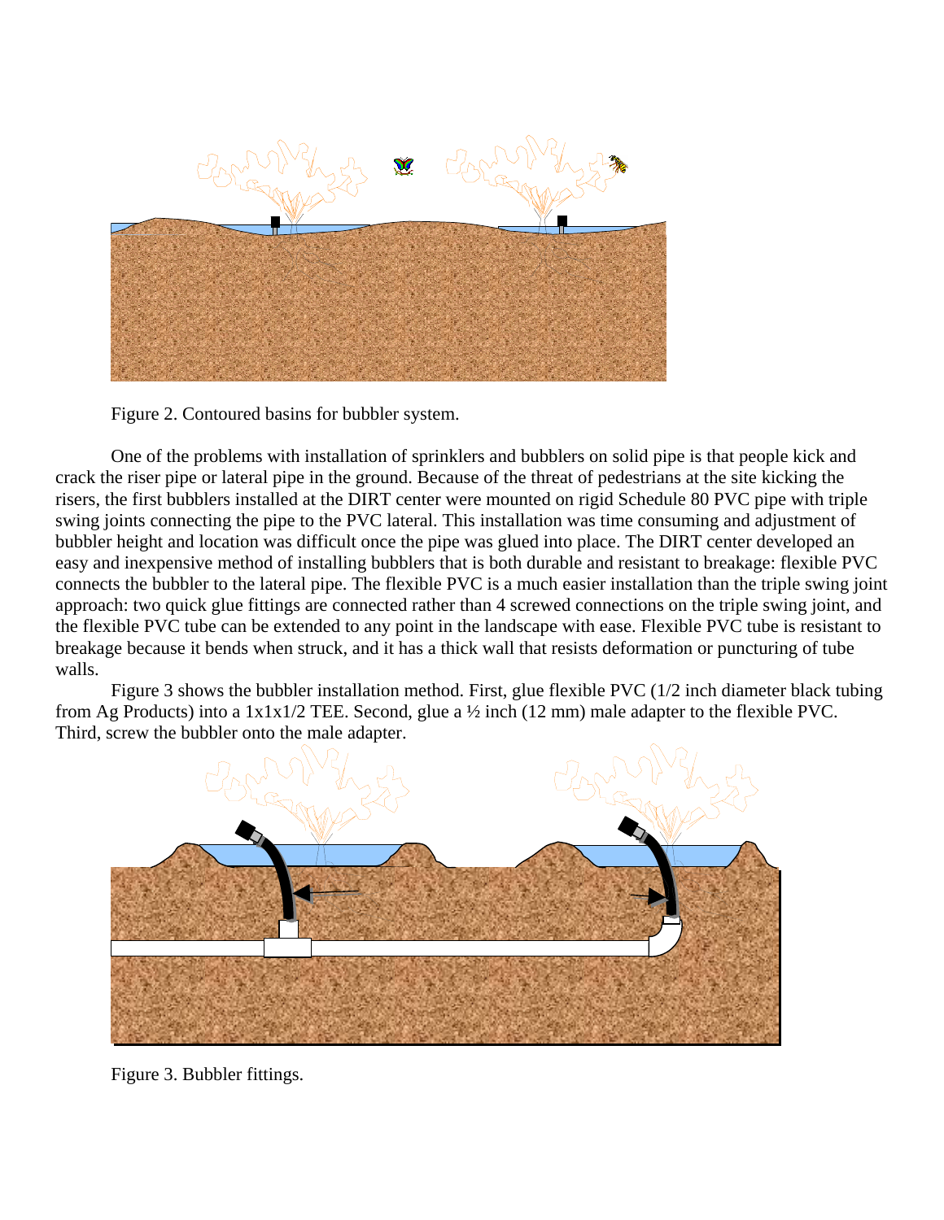Figure 2. Contoured basins for bubbler system.

One of the problems with installation of sprinklers and bubblers on solid pipe is that people kick and crack the riser pipe or lateral pipe in the ground. Because of the threat of pedestrians at the site kicking the risers, the first bubblers installed at the DIRT center were mounted on rigid Schedule 80 PVC pipe with triple swing joints connecting the pipe to the PVC lateral. This installation was time consuming and adjustment of bubbler height and location was difficult once the pipe was glued into place. The DIRT center developed an easy and inexpensive method of installing bubblers that is both durable and resistant to breakage: flexible PVC connects the bubbler to the lateral pipe. The flexible PVC is a much easier installation than the triple swing joint approach: two quick glue fittings are connected rather than 4 screwed connections on the triple swing joint, and the flexible PVC tube can be extended to any point in the landscape with ease. Flexible PVC tube is resistant to breakage because it bends when struck, and it has a thick wall that resists deformation or puncturing of tube walls.

Figure 3 shows the bubbler installation method. First, glue flexible PVC (1/2 inch diameter black tubing from Ag Products) into a 1x1x1/2 TEE. Second, glue a ½ inch (12 mm) male adapter to the flexible PVC. Third, screw the bubbler onto the male adapter.

Figure 3. Bubbler fittings.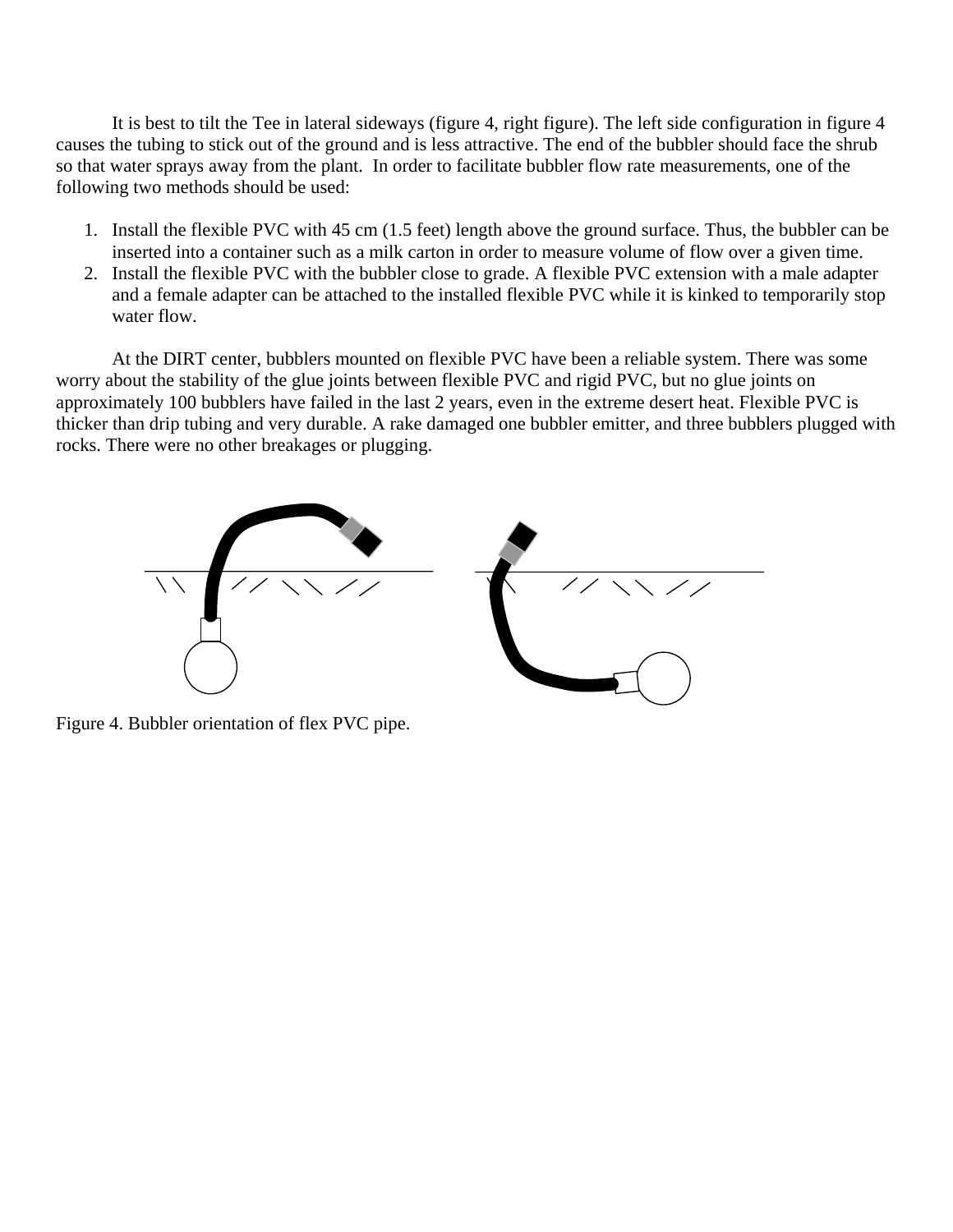It is best to tilt the Tee in lateral sideways (figure 4, right figure). The left side configuration in figure 4 causes the tubing to stick out of the ground and is less attractive. The end of the bubbler should face the shrub so that water sprays away from the plant. In order to facilitate bubbler flow rate measurements, one of the following two methods should be used:

1. Install the flexible PVC with 45 cm (1.5 feet) length above the ground surface. Thus, the bubbler can be inserted into a container such as a milk carton in order to measure volume of flow over a given time.
2. Install the flexible PVC with the bubbler close to grade. A flexible PVC extension with a male adapter and a female adapter can be attached to the installed flexible PVC while it is kinked to temporarily stop water flow.

At the DIRT center, bubblers mounted on flexible PVC have been a reliable system. There was some worry about the stability of the glue joints between flexible PVC and rigid PVC, but no glue joints on approximately 100 bubblers have failed in the last 2 years, even in the extreme desert heat. Flexible PVC is thicker than drip tubing and very durable. A rake damaged one bubbler emitter, and three bubblers plugged with rocks. There were no other breakages or plugging.

Figure 4. Bubbler orientation of flex PVC pipe.